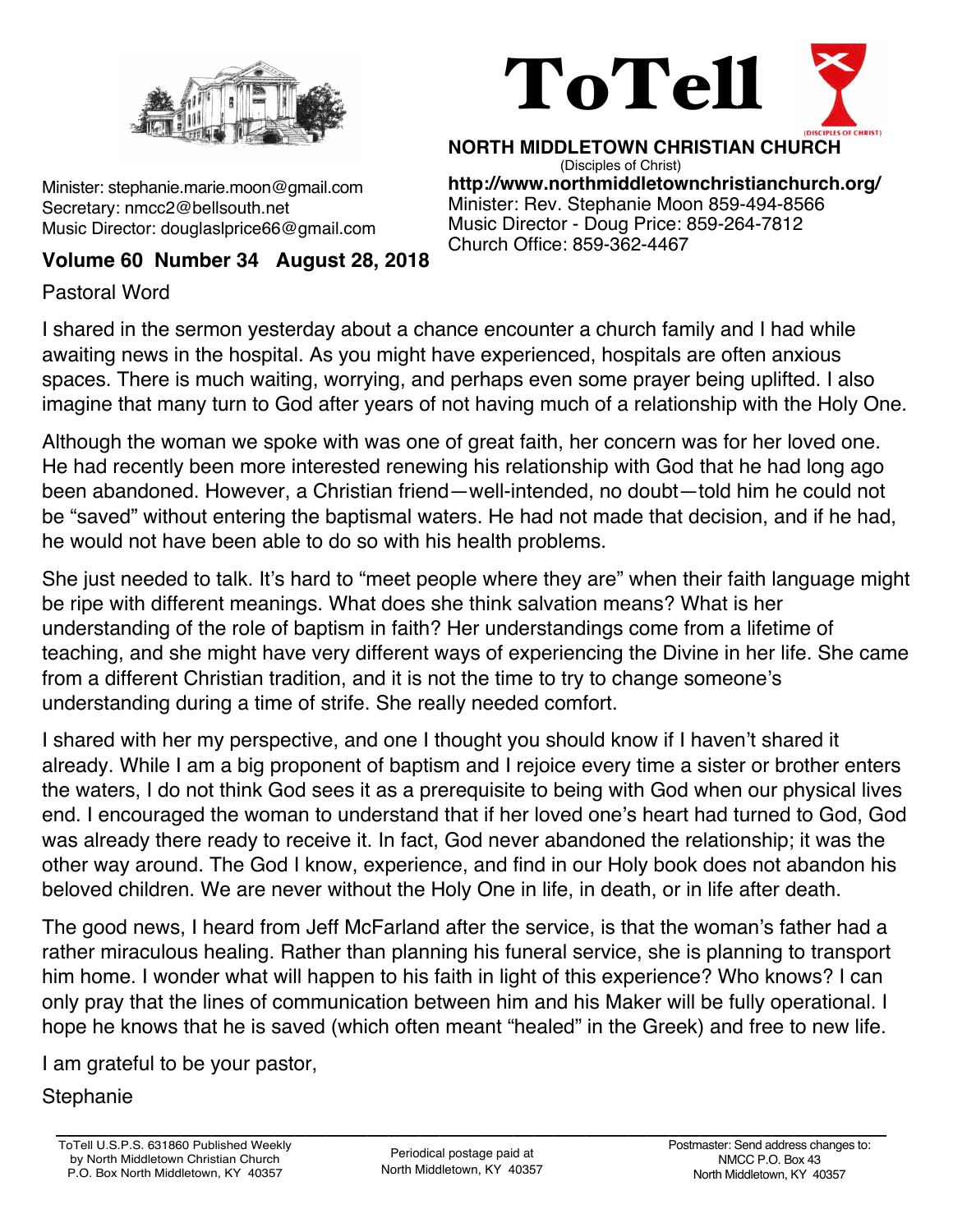# ToTell

**NORTH MIDDLETOWN CHRISTIAN CHURCH**
(Disciples of Christ)
**http://www.northmiddletownchristianchurch.org/**
Minister: Rev. Stephanie Moon 859-494-8566
Music Director - Doug Price: 859-264-7812
Church Office: 859-362-4467

Minister: stephanie.marie.moon@gmail.com
Secretary: nmcc2@bellsouth.net
Music Director: douglaslprice66@gmail.com

**Volume 60 Number 34 August 28, 2018**

## Pastoral Word

I shared in the sermon yesterday about a chance encounter a church family and I had while awaiting news in the hospital. As you might have experienced, hospitals are often anxious spaces. There is much waiting, worrying, and perhaps even some prayer being uplifted. I also imagine that many turn to God after years of not having much of a relationship with the Holy One.

Although the woman we spoke with was one of great faith, her concern was for her loved one. He had recently been more interested renewing his relationship with God that he had long ago been abandoned. However, a Christian friend—well-intended, no doubt—told him he could not be "saved" without entering the baptismal waters. He had not made that decision, and if he had, he would not have been able to do so with his health problems.

She just needed to talk. It's hard to "meet people where they are" when their faith language might be ripe with different meanings. What does she think salvation means? What is her understanding of the role of baptism in faith? Her understandings come from a lifetime of teaching, and she might have very different ways of experiencing the Divine in her life. She came from a different Christian tradition, and it is not the time to try to change someone's understanding during a time of strife. She really needed comfort.

I shared with her my perspective, and one I thought you should know if I haven't shared it already. While I am a big proponent of baptism and I rejoice every time a sister or brother enters the waters, I do not think God sees it as a prerequisite to being with God when our physical lives end. I encouraged the woman to understand that if her loved one's heart had turned to God, God was already there ready to receive it. In fact, God never abandoned the relationship; it was the other way around. The God I know, experience, and find in our Holy book does not abandon his beloved children. We are never without the Holy One in life, in death, or in life after death.

The good news, I heard from Jeff McFarland after the service, is that the woman's father had a rather miraculous healing. Rather than planning his funeral service, she is planning to transport him home. I wonder what will happen to his faith in light of this experience? Who knows? I can only pray that the lines of communication between him and his Maker will be fully operational. I hope he knows that he is saved (which often meant "healed" in the Greek) and free to new life.

I am grateful to be your pastor,

Stephanie

---

ToTell U.S.P.S. 631860 Published Weekly by North Middletown Christian Church P.O. Box North Middletown, KY 40357

Periodical postage paid at North Middletown, KY 40357

Postmaster: Send address changes to: NMCC P.O. Box 43 North Middletown, KY 40357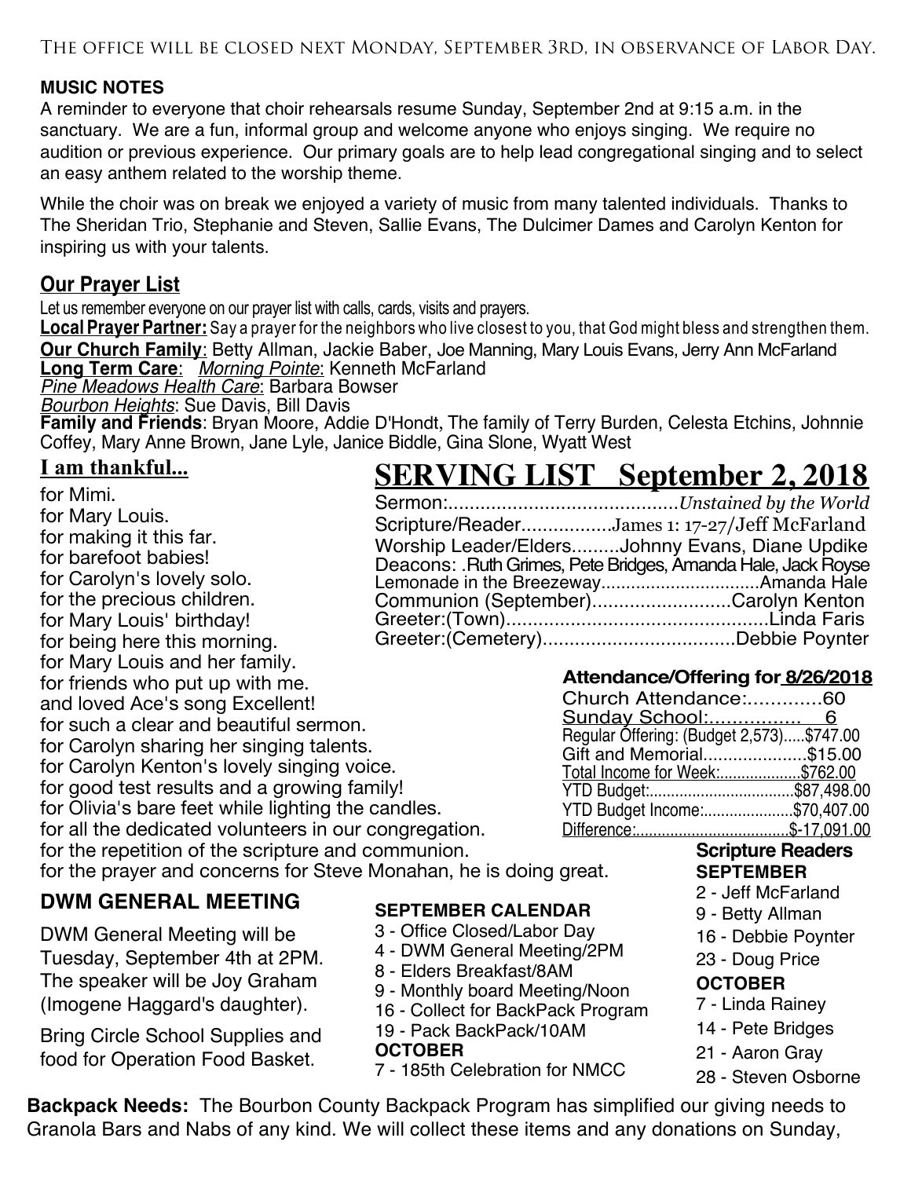The office will be closed next Monday, September 3rd, in observance of Labor Day.

**MUSIC NOTES**

A reminder to everyone that choir rehearsals resume Sunday, September 2nd at 9:15 a.m. in the sanctuary. We are a fun, informal group and welcome anyone who enjoys singing. We require no audition or previous experience. Our primary goals are to help lead congregational singing and to select an easy anthem related to the worship theme.

While the choir was on break we enjoyed a variety of music from many talented individuals. Thanks to The Sheridan Trio, Stephanie and Steven, Sallie Evans, The Dulcimer Dames and Carolyn Kenton for inspiring us with your talents.

## Our Prayer List

Let us remember everyone on our prayer list with calls, cards, visits and prayers.

**Local Prayer Partner:** Say a prayer for the neighbors who live closest to you, that God might bless and strengthen them.

**Our Church Family**: Betty Allman, Jackie Baber, Joe Manning, Mary Louis Evans, Jerry Ann McFarland

**Long Term Care**: *Morning Pointe*: Kenneth McFarland

*Pine Meadows Health Care*: Barbara Bowser

*Bourbon Heights*: Sue Davis, Bill Davis

**Family and Friends**: Bryan Moore, Addie D'Hondt, The family of Terry Burden, Celesta Etchins, Johnnie Coffey, Mary Anne Brown, Jane Lyle, Janice Biddle, Gina Slone, Wyatt West

## SERVING LIST September 2, 2018

Sermon:..........................................*Unstained by the World*
Scripture/Reader.................James 1: 17-27/Jeff McFarland
Worship Leader/Elders.........Johnny Evans, Diane Updike
Deacons: .Ruth Grimes, Pete Bridges, Amanda Hale, Jack Royse
Lemonade in the Breezeway...............................Amanda Hale
Communion (September)..........................Carolyn Kenton
Greeter:(Town)................................................Linda Faris
Greeter:(Cemetery)...................................Debbie Poynter

## I am thankful...

for Mimi.
for Mary Louis.
for making it this far.
for barefoot babies!
for Carolyn's lovely solo.
for the precious children.
for Mary Louis' birthday!
for being here this morning.
for Mary Louis and her family.
for friends who put up with me.
and loved Ace's song Excellent!
for such a clear and beautiful sermon.
for Carolyn sharing her singing talents.
for Carolyn Kenton's lovely singing voice.
for good test results and a growing family!
for Olivia's bare feet while lighting the candles.
for all the dedicated volunteers in our congregation.
for the repetition of the scripture and communion.
for the prayer and concerns for Steve Monahan, he is doing great.

**Attendance/Offering for 8/26/2018**

Church Attendance:.............60
Sunday School:................ 6
Regular Offering: (Budget 2,573).....$747.00
Gift and Memorial....................$15.00
Total Income for Week:...................$762.00
YTD Budget:..................................$87,498.00
YTD Budget Income:.....................$70,407.00
Difference:....................................$-17,091.00

**Scripture Readers**

**SEPTEMBER**
2 - Jeff McFarland
9 - Betty Allman
16 - Debbie Poynter
23 - Doug Price

**OCTOBER**
7 - Linda Rainey
14 - Pete Bridges
21 - Aaron Gray
28 - Steven Osborne

## DWM GENERAL MEETING

DWM General Meeting will be Tuesday, September 4th at 2PM. The speaker will be Joy Graham (Imogene Haggard's daughter).

Bring Circle School Supplies and food for Operation Food Basket.

**SEPTEMBER CALENDAR**
3 - Office Closed/Labor Day
4 - DWM General Meeting/2PM
8 - Elders Breakfast/8AM
9 - Monthly board Meeting/Noon
16 - Collect for BackPack Program
19 - Pack BackPack/10AM

**OCTOBER**
7 - 185th Celebration for NMCC

**Backpack Needs:** The Bourbon County Backpack Program has simplified our giving needs to Granola Bars and Nabs of any kind. We will collect these items and any donations on Sunday,